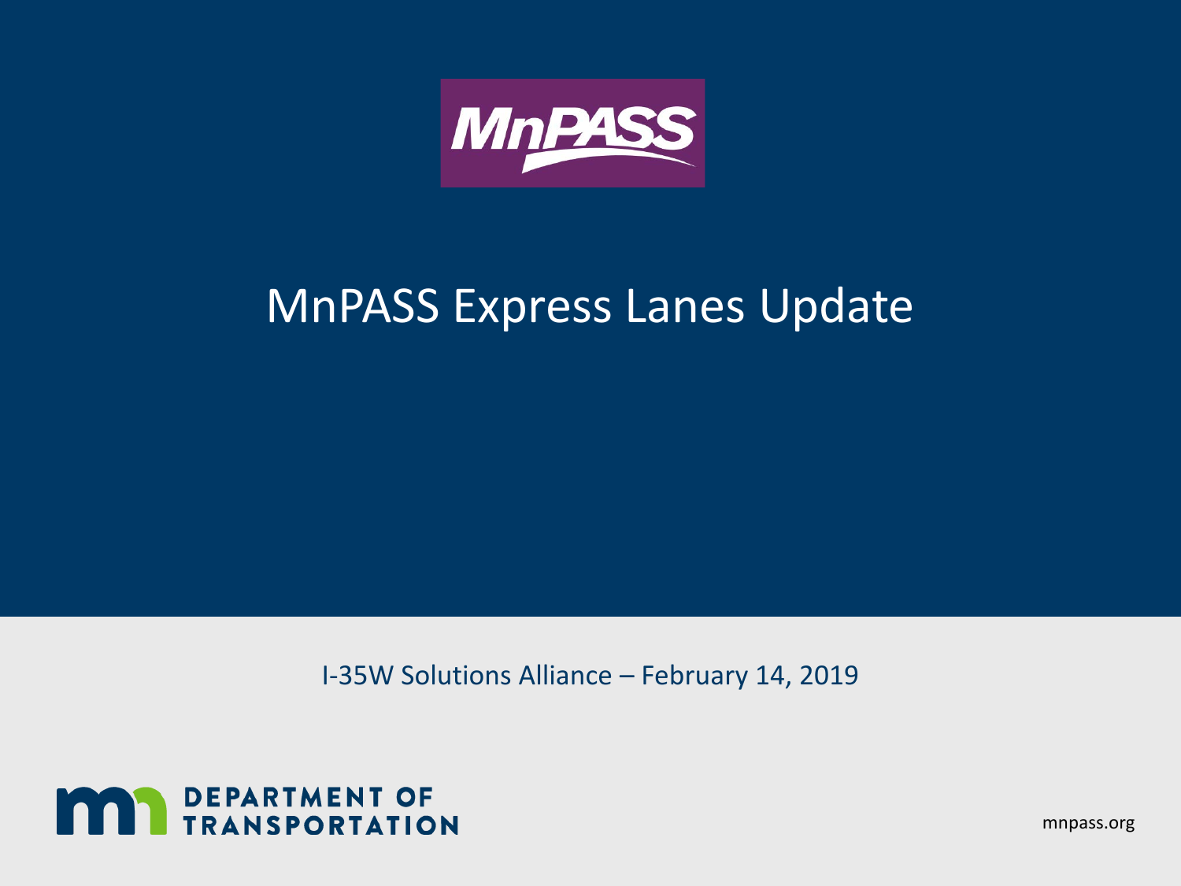MnPASS

# MnPASS Express Lanes Update

I-35W Solutions Alliance – February 14, 2019

DEPARTMENT OF TRANSPORTATION

mnpass.org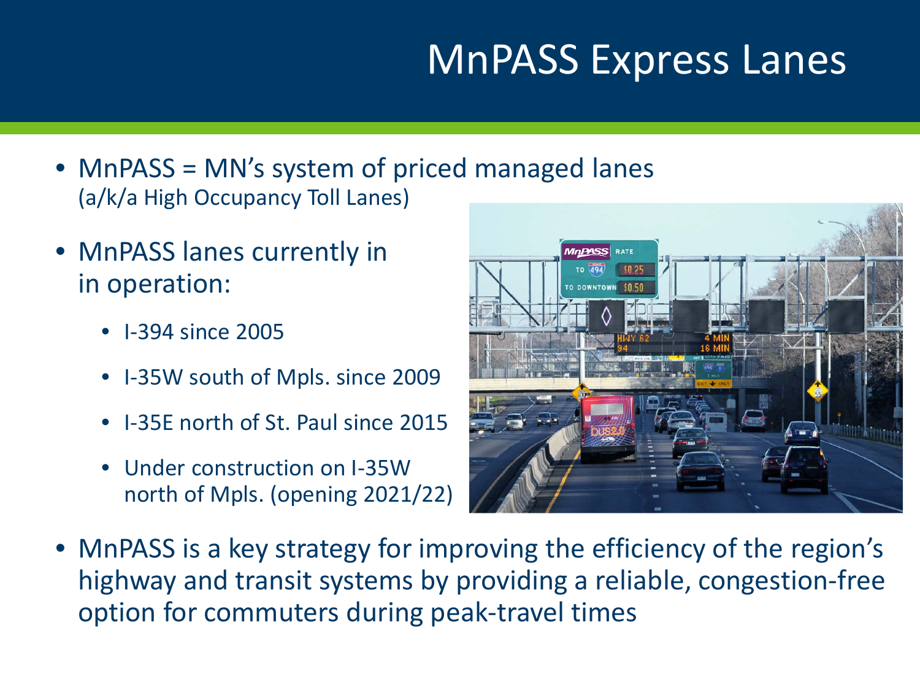# MnPASS Express Lanes

- MnPASS = MN's system of priced managed lanes
  (a/k/a High Occupancy Toll Lanes)

- MnPASS lanes currently in in operation:
  - I-394 since 2005
  - I-35W south of Mpls. since 2009
  - I-35E north of St. Paul since 2015
  - Under construction on I-35W north of Mpls. (opening 2021/22)

- MnPASS is a key strategy for improving the efficiency of the region's highway and transit systems by providing a reliable, congestion-free option for commuters during peak-travel times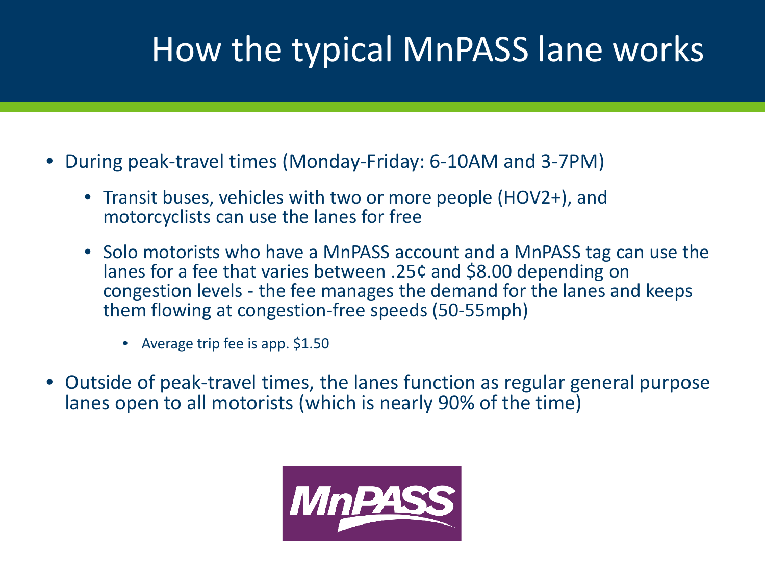# How the typical MnPASS lane works

- During peak-travel times (Monday-Friday: 6-10AM and 3-7PM)
  - Transit buses, vehicles with two or more people (HOV2+), and motorcyclists can use the lanes for free
  - Solo motorists who have a MnPASS account and a MnPASS tag can use the lanes for a fee that varies between .25¢ and $8.00 depending on congestion levels - the fee manages the demand for the lanes and keeps them flowing at congestion-free speeds (50-55mph)
    - Average trip fee is app. $1.50
- Outside of peak-travel times, the lanes function as regular general purpose lanes open to all motorists (which is nearly 90% of the time)

MnPASS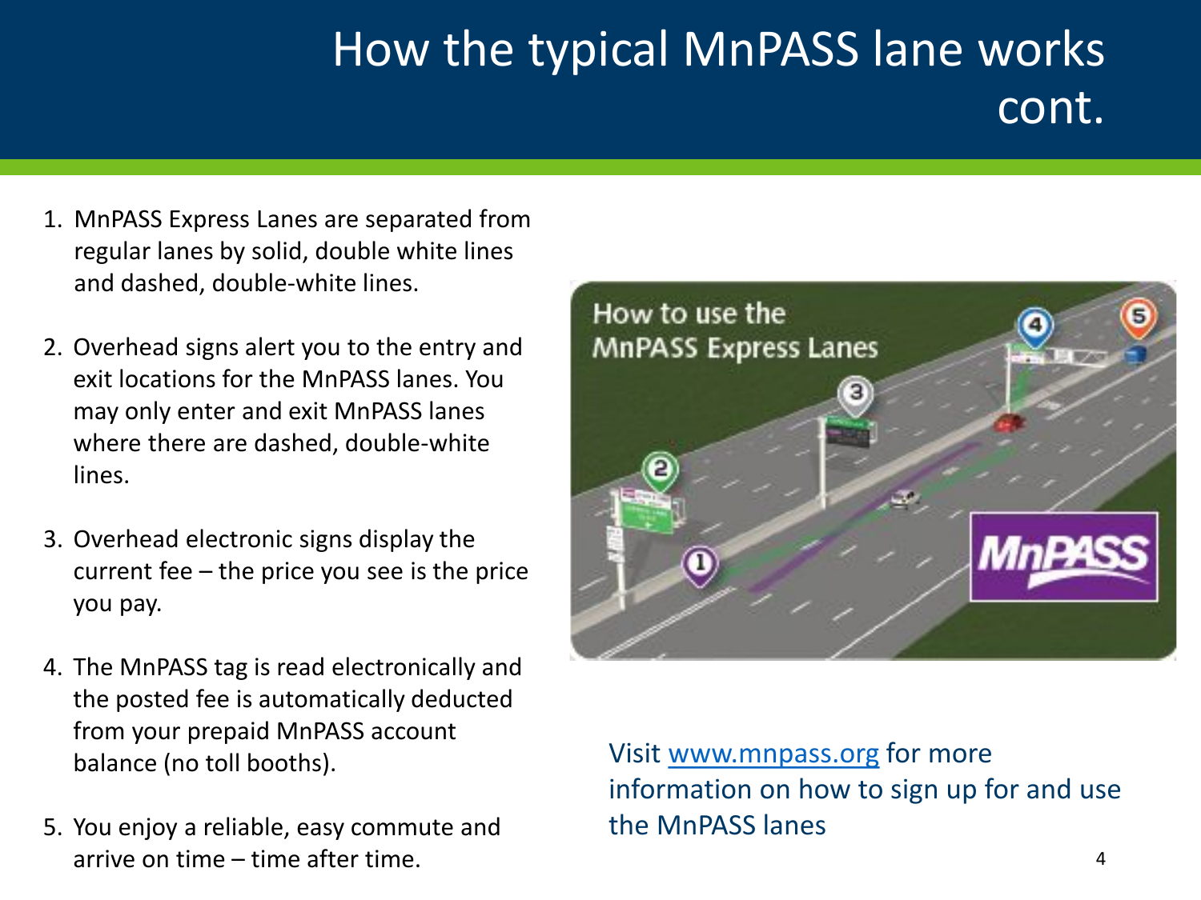# How the typical MnPASS lane works cont.

1. MnPASS Express Lanes are separated from regular lanes by solid, double white lines and dashed, double-white lines.

2. Overhead signs alert you to the entry and exit locations for the MnPASS lanes. You may only enter and exit MnPASS lanes where there are dashed, double-white lines.

3. Overhead electronic signs display the current fee – the price you see is the price you pay.

4. The MnPASS tag is read electronically and the posted fee is automatically deducted from your prepaid MnPASS account balance (no toll booths).

5. You enjoy a reliable, easy commute and arrive on time – time after time.

Visit [www.mnpass.org](http://www.mnpass.org) for more information on how to sign up for and use the MnPASS lanes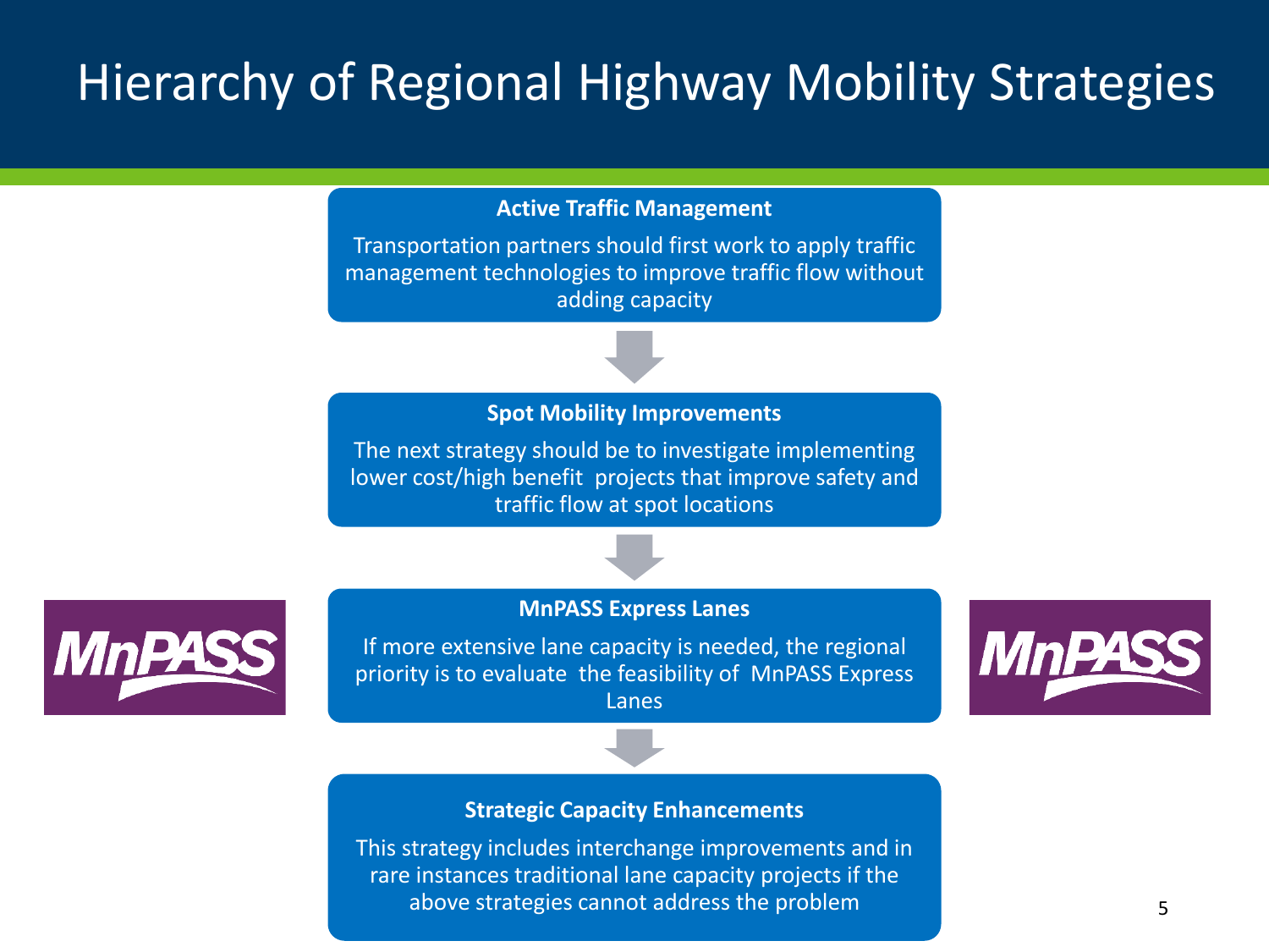# Hierarchy of Regional Highway Mobility Strategies

**Active Traffic Management**

Transportation partners should first work to apply traffic management technologies to improve traffic flow without adding capacity

↓

**Spot Mobility Improvements**

The next strategy should be to investigate implementing lower cost/high benefit projects that improve safety and traffic flow at spot locations

↓

**MnPASS Express Lanes**

If more extensive lane capacity is needed, the regional priority is to evaluate the feasibility of MnPASS Express Lanes

↓

**Strategic Capacity Enhancements**

This strategy includes interchange improvements and in rare instances traditional lane capacity projects if the above strategies cannot address the problem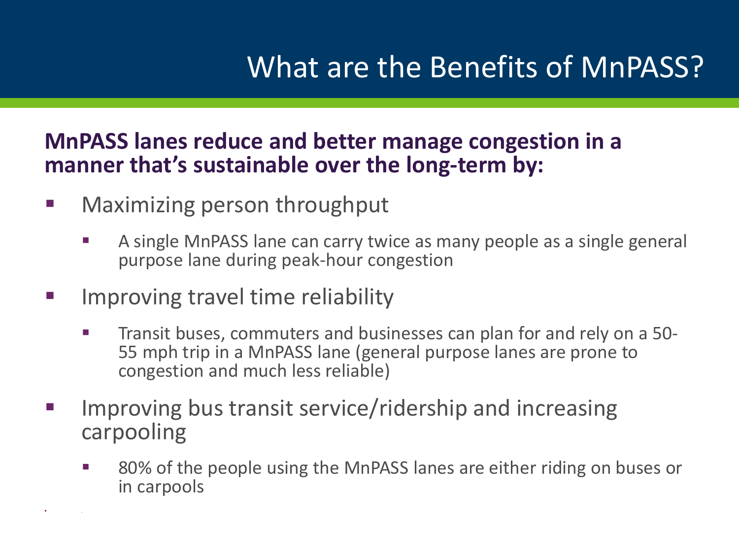# What are the Benefits of MnPASS?

**MnPASS lanes reduce and better manage congestion in a manner that's sustainable over the long-term by:**

- Maximizing person throughput
  - A single MnPASS lane can carry twice as many people as a single general purpose lane during peak-hour congestion
- Improving travel time reliability
  - Transit buses, commuters and businesses can plan for and rely on a 50-55 mph trip in a MnPASS lane (general purpose lanes are prone to congestion and much less reliable)
- Improving bus transit service/ridership and increasing carpooling
  - 80% of the people using the MnPASS lanes are either riding on buses or in carpools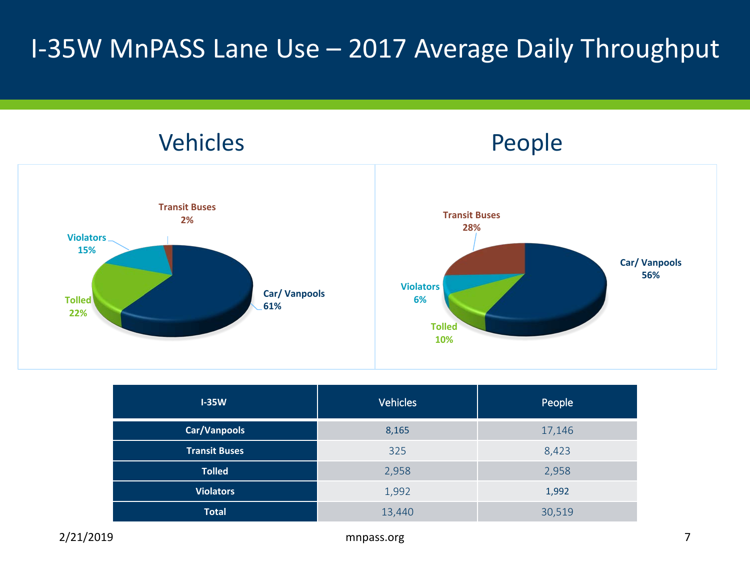# I-35W MnPASS Lane Use – 2017 Average Daily Throughput

## Vehicles

- Car/ Vanpools 61%
- Tolled 22%
- Violators 15%
- Transit Buses 2%

## People

- Car/ Vanpools 56%
- Transit Buses 28%
- Tolled 10%
- Violators 6%

| I-35W | Vehicles | People |
|---|---|---|
| Car/Vanpools | 8,165 | 17,146 |
| Transit Buses | 325 | 8,423 |
| Tolled | 2,958 | 2,958 |
| Violators | 1,992 | 1,992 |
| Total | 13,440 | 30,519 |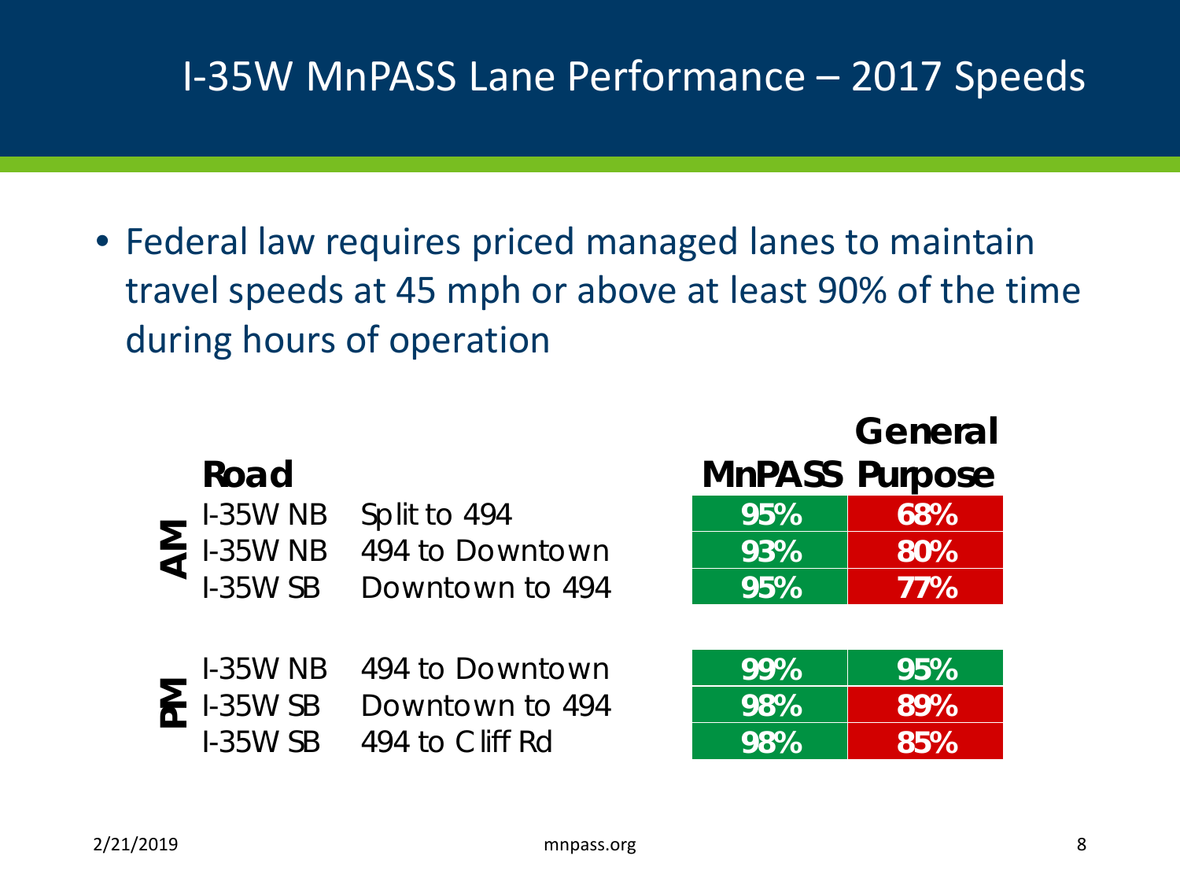# I-35W MnPASS Lane Performance – 2017 Speeds

- Federal law requires priced managed lanes to maintain travel speeds at 45 mph or above at least 90% of the time during hours of operation

| | Road | | MnPASS | General Purpose |
|---|---|---|---|---|
| AM | I-35W NB | Split to 494 | 95% | 68% |
| | I-35W NB | 494 to Downtown | 93% | 80% |
| | I-35W SB | Downtown to 494 | 95% | 77% |
| PM | I-35W NB | 494 to Downtown | 99% | 95% |
| | I-35W SB | Downtown to 494 | 98% | 89% |
| | I-35W SB | 494 to Cliff Rd | 98% | 85% |

2/21/2019 mnpass.org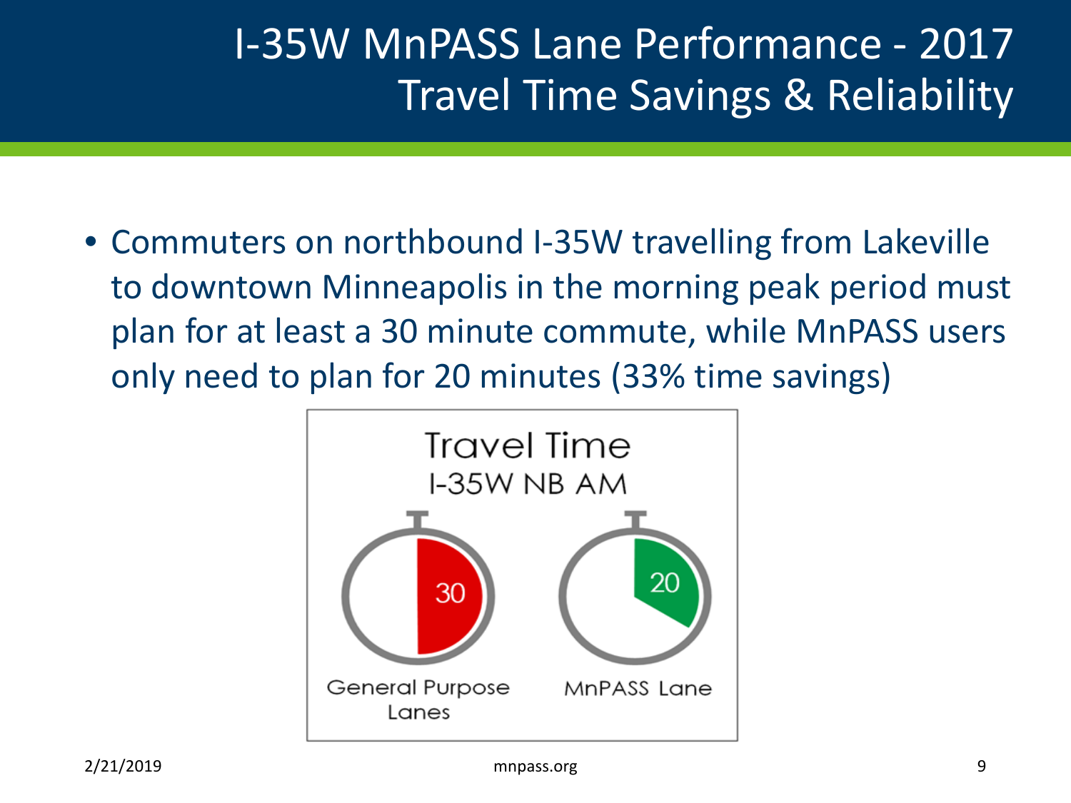# I-35W MnPASS Lane Performance - 2017
# Travel Time Savings & Reliability

- Commuters on northbound I-35W travelling from Lakeville to downtown Minneapolis in the morning peak period must plan for at least a 30 minute commute, while MnPASS users only need to plan for 20 minutes (33% time savings)

**Travel Time**
I-35W NB AM

| General Purpose Lanes | MnPASS Lane |
| --- | --- |
| 30 | 20 |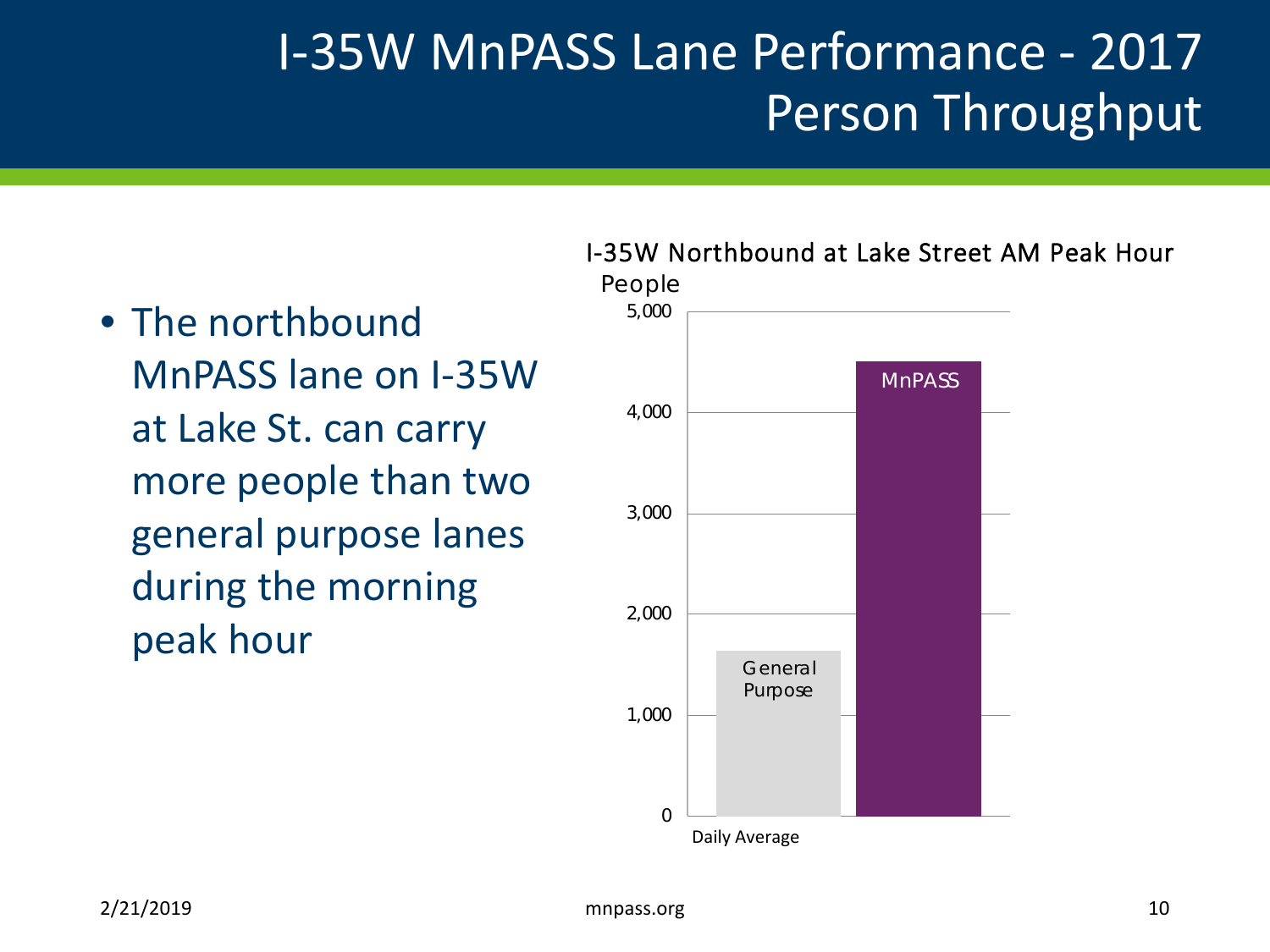# I-35W MnPASS Lane Performance - 2017 Person Throughput

- The northbound MnPASS lane on I-35W at Lake St. can carry more people than two general purpose lanes during the morning peak hour

I-35W Northbound at Lake Street AM Peak Hour

People

5,000

4,000

3,000

2,000

1,000

0

General Purpose

MnPASS

Daily Average

mnpass.org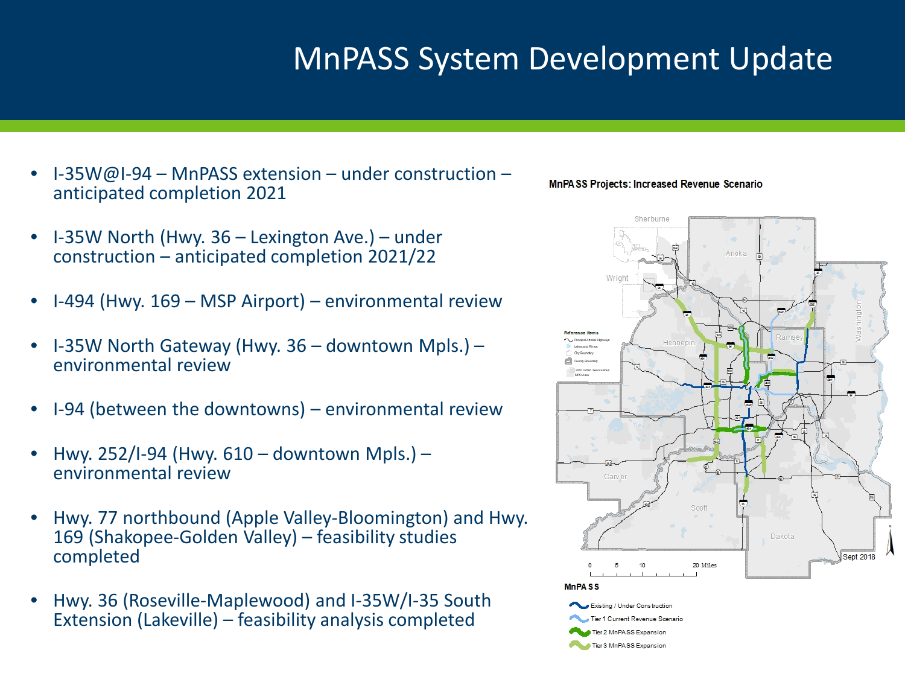# MnPASS System Development Update

- I-35W@I-94 – MnPASS extension – under construction – anticipated completion 2021
- I-35W North (Hwy. 36 – Lexington Ave.) – under construction – anticipated completion 2021/22
- I-494 (Hwy. 169 – MSP Airport) – environmental review
- I-35W North Gateway (Hwy. 36 – downtown Mpls.) – environmental review
- I-94 (between the downtowns) – environmental review
- Hwy. 252/I-94 (Hwy. 610 – downtown Mpls.) – environmental review
- Hwy. 77 northbound (Apple Valley-Bloomington) and Hwy. 169 (Shakopee-Golden Valley) – feasibility studies completed
- Hwy. 36 (Roseville-Maplewood) and I-35W/I-35 South Extension (Lakeville) – feasibility analysis completed

MnPASS Projects: Increased Revenue Scenario

MnPASS

- Existing / Under Construction
- Tier 1 Current Revenue Scenario
- Tier 2 MnPASS Expansion
- Tier 3 MnPASS Expansion

Sept 2018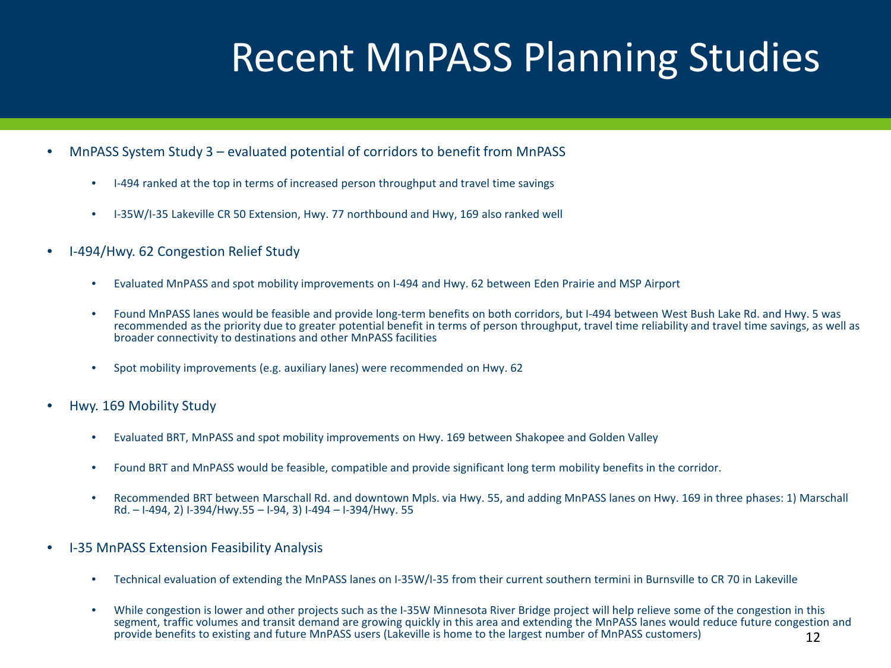# Recent MnPASS Planning Studies

- MnPASS System Study 3 – evaluated potential of corridors to benefit from MnPASS
  - I-494 ranked at the top in terms of increased person throughput and travel time savings
  - I-35W/I-35 Lakeville CR 50 Extension, Hwy. 77 northbound and Hwy, 169 also ranked well
- I-494/Hwy. 62 Congestion Relief Study
  - Evaluated MnPASS and spot mobility improvements on I-494 and Hwy. 62 between Eden Prairie and MSP Airport
  - Found MnPASS lanes would be feasible and provide long-term benefits on both corridors, but I-494 between West Bush Lake Rd. and Hwy. 5 was recommended as the priority due to greater potential benefit in terms of person throughput, travel time reliability and travel time savings, as well as broader connectivity to destinations and other MnPASS facilities
  - Spot mobility improvements (e.g. auxiliary lanes) were recommended on Hwy. 62
- Hwy. 169 Mobility Study
  - Evaluated BRT, MnPASS and spot mobility improvements on Hwy. 169 between Shakopee and Golden Valley
  - Found BRT and MnPASS would be feasible, compatible and provide significant long term mobility benefits in the corridor.
  - Recommended BRT between Marschall Rd. and downtown Mpls. via Hwy. 55, and adding MnPASS lanes on Hwy. 169 in three phases: 1) Marschall Rd. – I-494, 2) I-394/Hwy.55 – I-94, 3) I-494 – I-394/Hwy. 55
- I-35 MnPASS Extension Feasibility Analysis
  - Technical evaluation of extending the MnPASS lanes on I-35W/I-35 from their current southern termini in Burnsville to CR 70 in Lakeville
  - While congestion is lower and other projects such as the I-35W Minnesota River Bridge project will help relieve some of the congestion in this segment, traffic volumes and transit demand are growing quickly in this area and extending the MnPASS lanes would reduce future congestion and provide benefits to existing and future MnPASS users (Lakeville is home to the largest number of MnPASS customers)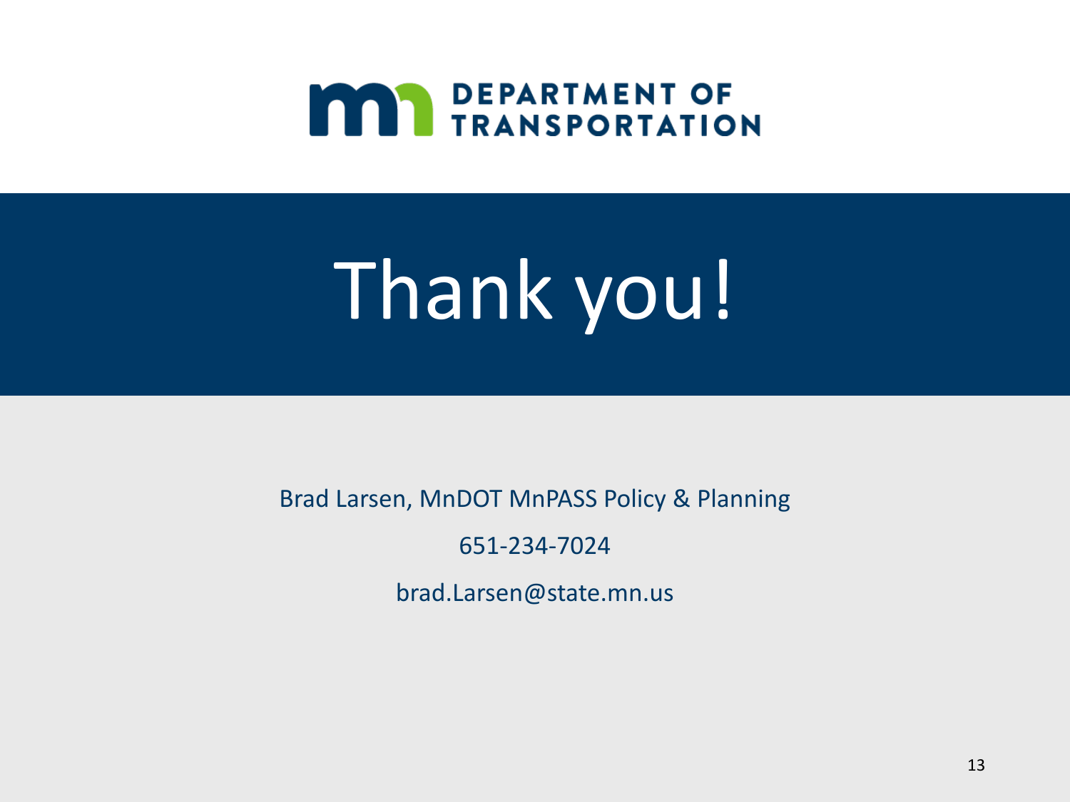DEPARTMENT OF TRANSPORTATION

# Thank you!

Brad Larsen, MnDOT MnPASS Policy & Planning

651-234-7024

brad.Larsen@state.mn.us